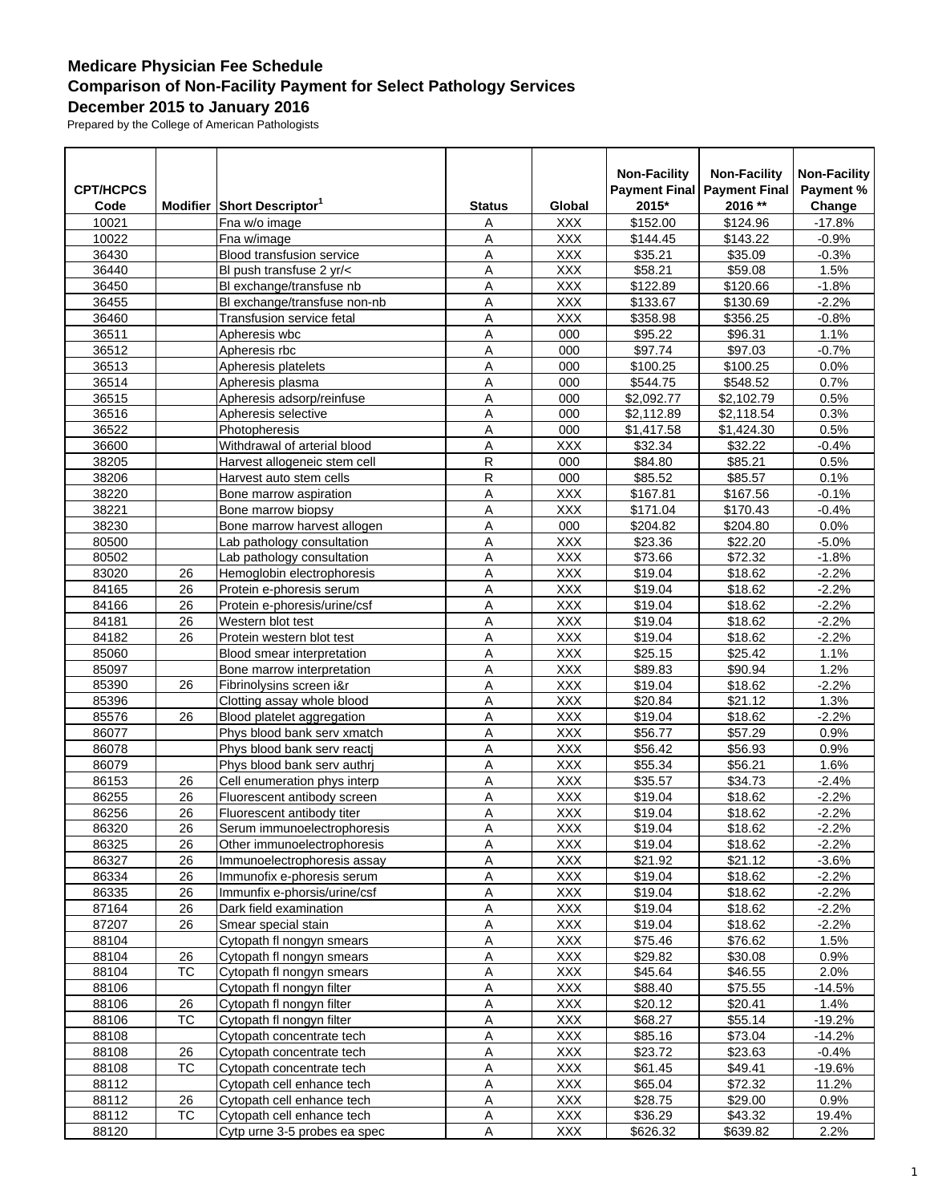## Medicare Physician Fee Schedule
## Comparison of Non-Facility Payment for Select Pathology Services
## December 2015 to January 2016

Prepared by the College of American Pathologists

| CPT/HCPCS Code | Modifier | Short Descriptor[1] | Status | Global | Non-Facility Payment Final 2015* | Non-Facility Payment Final 2016 ** | Non-Facility Payment % Change |
|---|---|---|---|---|---|---|---|
| 10021 | | Fna w/o image | A | XXX | $152.00 | $124.96 | -17.8% |
| 10022 | | Fna w/image | A | XXX | $144.45 | $143.22 | -0.9% |
| 36430 | | Blood transfusion service | A | XXX | $35.21 | $35.09 | -0.3% |
| 36440 | | Bl push transfuse 2 yr/< | A | XXX | $58.21 | $59.08 | 1.5% |
| 36450 | | Bl exchange/transfuse nb | A | XXX | $122.89 | $120.66 | -1.8% |
| 36455 | | Bl exchange/transfuse non-nb | A | XXX | $133.67 | $130.69 | -2.2% |
| 36460 | | Transfusion service fetal | A | XXX | $358.98 | $356.25 | -0.8% |
| 36511 | | Apheresis wbc | A | 000 | $95.22 | $96.31 | 1.1% |
| 36512 | | Apheresis rbc | A | 000 | $97.74 | $97.03 | -0.7% |
| 36513 | | Apheresis platelets | A | 000 | $100.25 | $100.25 | 0.0% |
| 36514 | | Apheresis plasma | A | 000 | $544.75 | $548.52 | 0.7% |
| 36515 | | Apheresis adsorp/reinfuse | A | 000 | $2,092.77 | $2,102.79 | 0.5% |
| 36516 | | Apheresis selective | A | 000 | $2,112.89 | $2,118.54 | 0.3% |
| 36522 | | Photopheresis | A | 000 | $1,417.58 | $1,424.30 | 0.5% |
| 36600 | | Withdrawal of arterial blood | A | XXX | $32.34 | $32.22 | -0.4% |
| 38205 | | Harvest allogeneic stem cell | R | 000 | $84.80 | $85.21 | 0.5% |
| 38206 | | Harvest auto stem cells | R | 000 | $85.52 | $85.57 | 0.1% |
| 38220 | | Bone marrow aspiration | A | XXX | $167.81 | $167.56 | -0.1% |
| 38221 | | Bone marrow biopsy | A | XXX | $171.04 | $170.43 | -0.4% |
| 38230 | | Bone marrow harvest allogen | A | 000 | $204.82 | $204.80 | 0.0% |
| 80500 | | Lab pathology consultation | A | XXX | $23.36 | $22.20 | -5.0% |
| 80502 | | Lab pathology consultation | A | XXX | $73.66 | $72.32 | -1.8% |
| 83020 | 26 | Hemoglobin electrophoresis | A | XXX | $19.04 | $18.62 | -2.2% |
| 84165 | 26 | Protein e-phoresis serum | A | XXX | $19.04 | $18.62 | -2.2% |
| 84166 | 26 | Protein e-phoresis/urine/csf | A | XXX | $19.04 | $18.62 | -2.2% |
| 84181 | 26 | Western blot test | A | XXX | $19.04 | $18.62 | -2.2% |
| 84182 | 26 | Protein western blot test | A | XXX | $19.04 | $18.62 | -2.2% |
| 85060 | | Blood smear interpretation | A | XXX | $25.15 | $25.42 | 1.1% |
| 85097 | | Bone marrow interpretation | A | XXX | $89.83 | $90.94 | 1.2% |
| 85390 | 26 | Fibrinolysins screen i&r | A | XXX | $19.04 | $18.62 | -2.2% |
| 85396 | | Clotting assay whole blood | A | XXX | $20.84 | $21.12 | 1.3% |
| 85576 | 26 | Blood platelet aggregation | A | XXX | $19.04 | $18.62 | -2.2% |
| 86077 | | Phys blood bank serv xmatch | A | XXX | $56.77 | $57.29 | 0.9% |
| 86078 | | Phys blood bank serv reactj | A | XXX | $56.42 | $56.93 | 0.9% |
| 86079 | | Phys blood bank serv authrj | A | XXX | $55.34 | $56.21 | 1.6% |
| 86153 | 26 | Cell enumeration phys interp | A | XXX | $35.57 | $34.73 | -2.4% |
| 86255 | 26 | Fluorescent antibody screen | A | XXX | $19.04 | $18.62 | -2.2% |
| 86256 | 26 | Fluorescent antibody titer | A | XXX | $19.04 | $18.62 | -2.2% |
| 86320 | 26 | Serum immunoelectrophoresis | A | XXX | $19.04 | $18.62 | -2.2% |
| 86325 | 26 | Other immunoelectrophoresis | A | XXX | $19.04 | $18.62 | -2.2% |
| 86327 | 26 | Immunoelectrophoresis assay | A | XXX | $21.92 | $21.12 | -3.6% |
| 86334 | 26 | Immunofix e-phoresis serum | A | XXX | $19.04 | $18.62 | -2.2% |
| 86335 | 26 | Immunfix e-phorsis/urine/csf | A | XXX | $19.04 | $18.62 | -2.2% |
| 87164 | 26 | Dark field examination | A | XXX | $19.04 | $18.62 | -2.2% |
| 87207 | 26 | Smear special stain | A | XXX | $19.04 | $18.62 | -2.2% |
| 88104 | | Cytopath fl nongyn smears | A | XXX | $75.46 | $76.62 | 1.5% |
| 88104 | 26 | Cytopath fl nongyn smears | A | XXX | $29.82 | $30.08 | 0.9% |
| 88104 | TC | Cytopath fl nongyn smears | A | XXX | $45.64 | $46.55 | 2.0% |
| 88106 | | Cytopath fl nongyn filter | A | XXX | $88.40 | $75.55 | -14.5% |
| 88106 | 26 | Cytopath fl nongyn filter | A | XXX | $20.12 | $20.41 | 1.4% |
| 88106 | TC | Cytopath fl nongyn filter | A | XXX | $68.27 | $55.14 | -19.2% |
| 88108 | | Cytopath concentrate tech | A | XXX | $85.16 | $73.04 | -14.2% |
| 88108 | 26 | Cytopath concentrate tech | A | XXX | $23.72 | $23.63 | -0.4% |
| 88108 | TC | Cytopath concentrate tech | A | XXX | $61.45 | $49.41 | -19.6% |
| 88112 | | Cytopath cell enhance tech | A | XXX | $65.04 | $72.32 | 11.2% |
| 88112 | 26 | Cytopath cell enhance tech | A | XXX | $28.75 | $29.00 | 0.9% |
| 88112 | TC | Cytopath cell enhance tech | A | XXX | $36.29 | $43.32 | 19.4% |
| 88120 | | Cytp urne 3-5 probes ea spec | A | XXX | $626.32 | $639.82 | 2.2% |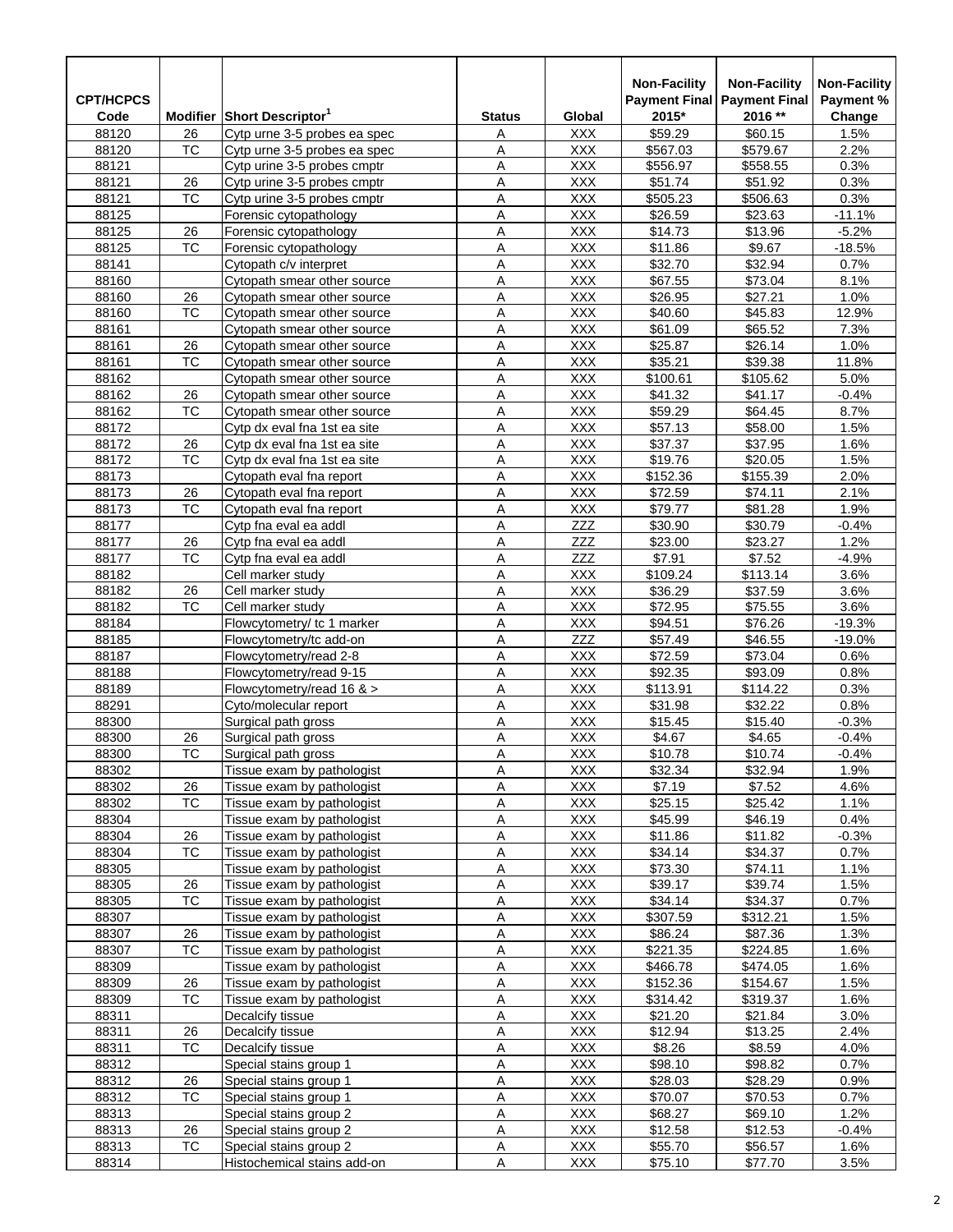| CPT/HCPCS Code | Modifier | Short Descriptor[1] | Status | Global | Non-Facility Payment Final 2015* | Non-Facility Payment Final 2016 ** | Non-Facility Payment % Change |
|---|---|---|---|---|---|---|---|
| 88120 | 26 | Cytp urne 3-5 probes ea spec | A | XXX | $59.29 | $60.15 | 1.5% |
| 88120 | TC | Cytp urne 3-5 probes ea spec | A | XXX | $567.03 | $579.67 | 2.2% |
| 88121 | | Cytp urine 3-5 probes cmptr | A | XXX | $556.97 | $558.55 | 0.3% |
| 88121 | 26 | Cytp urine 3-5 probes cmptr | A | XXX | $51.74 | $51.92 | 0.3% |
| 88121 | TC | Cytp urine 3-5 probes cmptr | A | XXX | $505.23 | $506.63 | 0.3% |
| 88125 | | Forensic cytopathology | A | XXX | $26.59 | $23.63 | -11.1% |
| 88125 | 26 | Forensic cytopathology | A | XXX | $14.73 | $13.96 | -5.2% |
| 88125 | TC | Forensic cytopathology | A | XXX | $11.86 | $9.67 | -18.5% |
| 88141 | | Cytopath c/v interpret | A | XXX | $32.70 | $32.94 | 0.7% |
| 88160 | | Cytopath smear other source | A | XXX | $67.55 | $73.04 | 8.1% |
| 88160 | 26 | Cytopath smear other source | A | XXX | $26.95 | $27.21 | 1.0% |
| 88160 | TC | Cytopath smear other source | A | XXX | $40.60 | $45.83 | 12.9% |
| 88161 | | Cytopath smear other source | A | XXX | $61.09 | $65.52 | 7.3% |
| 88161 | 26 | Cytopath smear other source | A | XXX | $25.87 | $26.14 | 1.0% |
| 88161 | TC | Cytopath smear other source | A | XXX | $35.21 | $39.38 | 11.8% |
| 88162 | | Cytopath smear other source | A | XXX | $100.61 | $105.62 | 5.0% |
| 88162 | 26 | Cytopath smear other source | A | XXX | $41.32 | $41.17 | -0.4% |
| 88162 | TC | Cytopath smear other source | A | XXX | $59.29 | $64.45 | 8.7% |
| 88172 | | Cytp dx eval fna 1st ea site | A | XXX | $57.13 | $58.00 | 1.5% |
| 88172 | 26 | Cytp dx eval fna 1st ea site | A | XXX | $37.37 | $37.95 | 1.6% |
| 88172 | TC | Cytp dx eval fna 1st ea site | A | XXX | $19.76 | $20.05 | 1.5% |
| 88173 | | Cytopath eval fna report | A | XXX | $152.36 | $155.39 | 2.0% |
| 88173 | 26 | Cytopath eval fna report | A | XXX | $72.59 | $74.11 | 2.1% |
| 88173 | TC | Cytopath eval fna report | A | XXX | $79.77 | $81.28 | 1.9% |
| 88177 | | Cytp fna eval ea addl | A | ZZZ | $30.90 | $30.79 | -0.4% |
| 88177 | 26 | Cytp fna eval ea addl | A | ZZZ | $23.00 | $23.27 | 1.2% |
| 88177 | TC | Cytp fna eval ea addl | A | ZZZ | $7.91 | $7.52 | -4.9% |
| 88182 | | Cell marker study | A | XXX | $109.24 | $113.14 | 3.6% |
| 88182 | 26 | Cell marker study | A | XXX | $36.29 | $37.59 | 3.6% |
| 88182 | TC | Cell marker study | A | XXX | $72.95 | $75.55 | 3.6% |
| 88184 | | Flowcytometry/ tc 1 marker | A | XXX | $94.51 | $76.26 | -19.3% |
| 88185 | | Flowcytometry/tc add-on | A | ZZZ | $57.49 | $46.55 | -19.0% |
| 88187 | | Flowcytometry/read 2-8 | A | XXX | $72.59 | $73.04 | 0.6% |
| 88188 | | Flowcytometry/read 9-15 | A | XXX | $92.35 | $93.09 | 0.8% |
| 88189 | | Flowcytometry/read 16 & > | A | XXX | $113.91 | $114.22 | 0.3% |
| 88291 | | Cyto/molecular report | A | XXX | $31.98 | $32.22 | 0.8% |
| 88300 | | Surgical path gross | A | XXX | $15.45 | $15.40 | -0.3% |
| 88300 | 26 | Surgical path gross | A | XXX | $4.67 | $4.65 | -0.4% |
| 88300 | TC | Surgical path gross | A | XXX | $10.78 | $10.74 | -0.4% |
| 88302 | | Tissue exam by pathologist | A | XXX | $32.34 | $32.94 | 1.9% |
| 88302 | 26 | Tissue exam by pathologist | A | XXX | $7.19 | $7.52 | 4.6% |
| 88302 | TC | Tissue exam by pathologist | A | XXX | $25.15 | $25.42 | 1.1% |
| 88304 | | Tissue exam by pathologist | A | XXX | $45.99 | $46.19 | 0.4% |
| 88304 | 26 | Tissue exam by pathologist | A | XXX | $11.86 | $11.82 | -0.3% |
| 88304 | TC | Tissue exam by pathologist | A | XXX | $34.14 | $34.37 | 0.7% |
| 88305 | | Tissue exam by pathologist | A | XXX | $73.30 | $74.11 | 1.1% |
| 88305 | 26 | Tissue exam by pathologist | A | XXX | $39.17 | $39.74 | 1.5% |
| 88305 | TC | Tissue exam by pathologist | A | XXX | $34.14 | $34.37 | 0.7% |
| 88307 | | Tissue exam by pathologist | A | XXX | $307.59 | $312.21 | 1.5% |
| 88307 | 26 | Tissue exam by pathologist | A | XXX | $86.24 | $87.36 | 1.3% |
| 88307 | TC | Tissue exam by pathologist | A | XXX | $221.35 | $224.85 | 1.6% |
| 88309 | | Tissue exam by pathologist | A | XXX | $466.78 | $474.05 | 1.6% |
| 88309 | 26 | Tissue exam by pathologist | A | XXX | $152.36 | $154.67 | 1.5% |
| 88309 | TC | Tissue exam by pathologist | A | XXX | $314.42 | $319.37 | 1.6% |
| 88311 | | Decalcify tissue | A | XXX | $21.20 | $21.84 | 3.0% |
| 88311 | 26 | Decalcify tissue | A | XXX | $12.94 | $13.25 | 2.4% |
| 88311 | TC | Decalcify tissue | A | XXX | $8.26 | $8.59 | 4.0% |
| 88312 | | Special stains group 1 | A | XXX | $98.10 | $98.82 | 0.7% |
| 88312 | 26 | Special stains group 1 | A | XXX | $28.03 | $28.29 | 0.9% |
| 88312 | TC | Special stains group 1 | A | XXX | $70.07 | $70.53 | 0.7% |
| 88313 | | Special stains group 2 | A | XXX | $68.27 | $69.10 | 1.2% |
| 88313 | 26 | Special stains group 2 | A | XXX | $12.58 | $12.53 | -0.4% |
| 88313 | TC | Special stains group 2 | A | XXX | $55.70 | $56.57 | 1.6% |
| 88314 | | Histochemical stains add-on | A | XXX | $75.10 | $77.70 | 3.5% |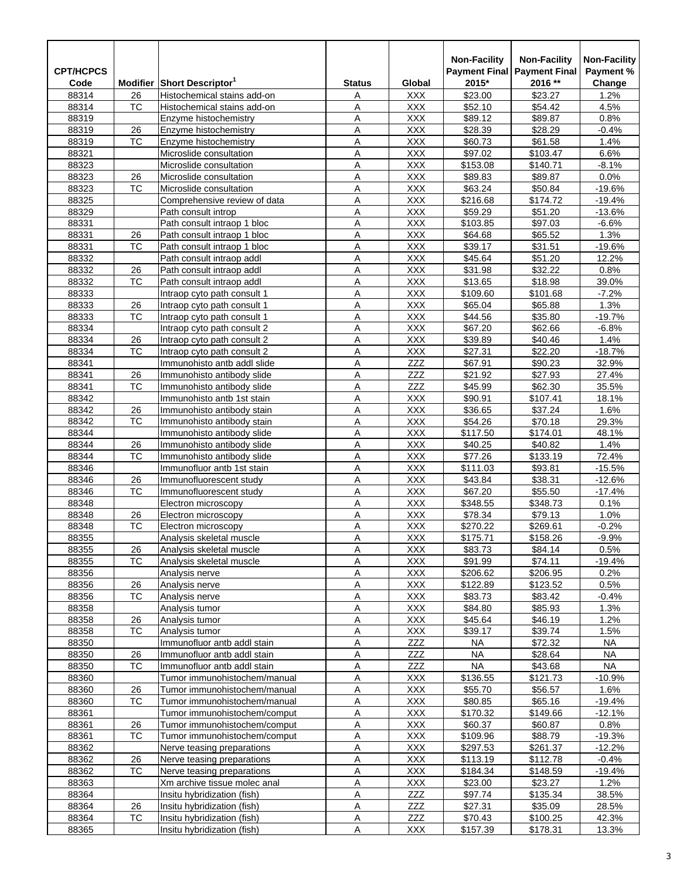| CPT/HCPCS Code | Modifier | Short Descriptor[1] | Status | Global | Non-Facility Payment Final 2015* | Non-Facility Payment Final 2016 ** | Non-Facility Payment % Change |
|---|---|---|---|---|---|---|---|
| 88314 | 26 | Histochemical stains add-on | A | XXX | $23.00 | $23.27 | 1.2% |
| 88314 | TC | Histochemical stains add-on | A | XXX | $52.10 | $54.42 | 4.5% |
| 88319 | | Enzyme histochemistry | A | XXX | $89.12 | $89.87 | 0.8% |
| 88319 | 26 | Enzyme histochemistry | A | XXX | $28.39 | $28.29 | -0.4% |
| 88319 | TC | Enzyme histochemistry | A | XXX | $60.73 | $61.58 | 1.4% |
| 88321 | | Microslide consultation | A | XXX | $97.02 | $103.47 | 6.6% |
| 88323 | | Microslide consultation | A | XXX | $153.08 | $140.71 | -8.1% |
| 88323 | 26 | Microslide consultation | A | XXX | $89.83 | $89.87 | 0.0% |
| 88323 | TC | Microslide consultation | A | XXX | $63.24 | $50.84 | -19.6% |
| 88325 | | Comprehensive review of data | A | XXX | $216.68 | $174.72 | -19.4% |
| 88329 | | Path consult introp | A | XXX | $59.29 | $51.20 | -13.6% |
| 88331 | | Path consult intraop 1 bloc | A | XXX | $103.85 | $97.03 | -6.6% |
| 88331 | 26 | Path consult intraop 1 bloc | A | XXX | $64.68 | $65.52 | 1.3% |
| 88331 | TC | Path consult intraop 1 bloc | A | XXX | $39.17 | $31.51 | -19.6% |
| 88332 | | Path consult intraop addl | A | XXX | $45.64 | $51.20 | 12.2% |
| 88332 | 26 | Path consult intraop addl | A | XXX | $31.98 | $32.22 | 0.8% |
| 88332 | TC | Path consult intraop addl | A | XXX | $13.65 | $18.98 | 39.0% |
| 88333 | | Intraop cyto path consult 1 | A | XXX | $109.60 | $101.68 | -7.2% |
| 88333 | 26 | Intraop cyto path consult 1 | A | XXX | $65.04 | $65.88 | 1.3% |
| 88333 | TC | Intraop cyto path consult 1 | A | XXX | $44.56 | $35.80 | -19.7% |
| 88334 | | Intraop cyto path consult 2 | A | XXX | $67.20 | $62.66 | -6.8% |
| 88334 | 26 | Intraop cyto path consult 2 | A | XXX | $39.89 | $40.46 | 1.4% |
| 88334 | TC | Intraop cyto path consult 2 | A | XXX | $27.31 | $22.20 | -18.7% |
| 88341 | | Immunohisto antb addl slide | A | ZZZ | $67.91 | $90.23 | 32.9% |
| 88341 | 26 | Immunohisto antibody slide | A | ZZZ | $21.92 | $27.93 | 27.4% |
| 88341 | TC | Immunohisto antibody slide | A | ZZZ | $45.99 | $62.30 | 35.5% |
| 88342 | | Immunohisto antb 1st stain | A | XXX | $90.91 | $107.41 | 18.1% |
| 88342 | 26 | Immunohisto antibody stain | A | XXX | $36.65 | $37.24 | 1.6% |
| 88342 | TC | Immunohisto antibody stain | A | XXX | $54.26 | $70.18 | 29.3% |
| 88344 | | Immunohisto antibody slide | A | XXX | $117.50 | $174.01 | 48.1% |
| 88344 | 26 | Immunohisto antibody slide | A | XXX | $40.25 | $40.82 | 1.4% |
| 88344 | TC | Immunohisto antibody slide | A | XXX | $77.26 | $133.19 | 72.4% |
| 88346 | | Immunofluor antb 1st stain | A | XXX | $111.03 | $93.81 | -15.5% |
| 88346 | 26 | Immunofluorescent study | A | XXX | $43.84 | $38.31 | -12.6% |
| 88346 | TC | Immunofluorescent study | A | XXX | $67.20 | $55.50 | -17.4% |
| 88348 | | Electron microscopy | A | XXX | $348.55 | $348.73 | 0.1% |
| 88348 | 26 | Electron microscopy | A | XXX | $78.34 | $79.13 | 1.0% |
| 88348 | TC | Electron microscopy | A | XXX | $270.22 | $269.61 | -0.2% |
| 88355 | | Analysis skeletal muscle | A | XXX | $175.71 | $158.26 | -9.9% |
| 88355 | 26 | Analysis skeletal muscle | A | XXX | $83.73 | $84.14 | 0.5% |
| 88355 | TC | Analysis skeletal muscle | A | XXX | $91.99 | $74.11 | -19.4% |
| 88356 | | Analysis nerve | A | XXX | $206.62 | $206.95 | 0.2% |
| 88356 | 26 | Analysis nerve | A | XXX | $122.89 | $123.52 | 0.5% |
| 88356 | TC | Analysis nerve | A | XXX | $83.73 | $83.42 | -0.4% |
| 88358 | | Analysis tumor | A | XXX | $84.80 | $85.93 | 1.3% |
| 88358 | 26 | Analysis tumor | A | XXX | $45.64 | $46.19 | 1.2% |
| 88358 | TC | Analysis tumor | A | XXX | $39.17 | $39.74 | 1.5% |
| 88350 | | Immunofluor antb addl stain | A | ZZZ | NA | $72.32 | NA |
| 88350 | 26 | Immunofluor antb addl stain | A | ZZZ | NA | $28.64 | NA |
| 88350 | TC | Immunofluor antb addl stain | A | ZZZ | NA | $43.68 | NA |
| 88360 | | Tumor immunohistochem/manual | A | XXX | $136.55 | $121.73 | -10.9% |
| 88360 | 26 | Tumor immunohistochem/manual | A | XXX | $55.70 | $56.57 | 1.6% |
| 88360 | TC | Tumor immunohistochem/manual | A | XXX | $80.85 | $65.16 | -19.4% |
| 88361 | | Tumor immunohistochem/comput | A | XXX | $170.32 | $149.66 | -12.1% |
| 88361 | 26 | Tumor immunohistochem/comput | A | XXX | $60.37 | $60.87 | 0.8% |
| 88361 | TC | Tumor immunohistochem/comput | A | XXX | $109.96 | $88.79 | -19.3% |
| 88362 | | Nerve teasing preparations | A | XXX | $297.53 | $261.37 | -12.2% |
| 88362 | 26 | Nerve teasing preparations | A | XXX | $113.19 | $112.78 | -0.4% |
| 88362 | TC | Nerve teasing preparations | A | XXX | $184.34 | $148.59 | -19.4% |
| 88363 | | Xm archive tissue molec anal | A | XXX | $23.00 | $23.27 | 1.2% |
| 88364 | | Insitu hybridization (fish) | A | ZZZ | $97.74 | $135.34 | 38.5% |
| 88364 | 26 | Insitu hybridization (fish) | A | ZZZ | $27.31 | $35.09 | 28.5% |
| 88364 | TC | Insitu hybridization (fish) | A | ZZZ | $70.43 | $100.25 | 42.3% |
| 88365 | | Insitu hybridization (fish) | A | XXX | $157.39 | $178.31 | 13.3% |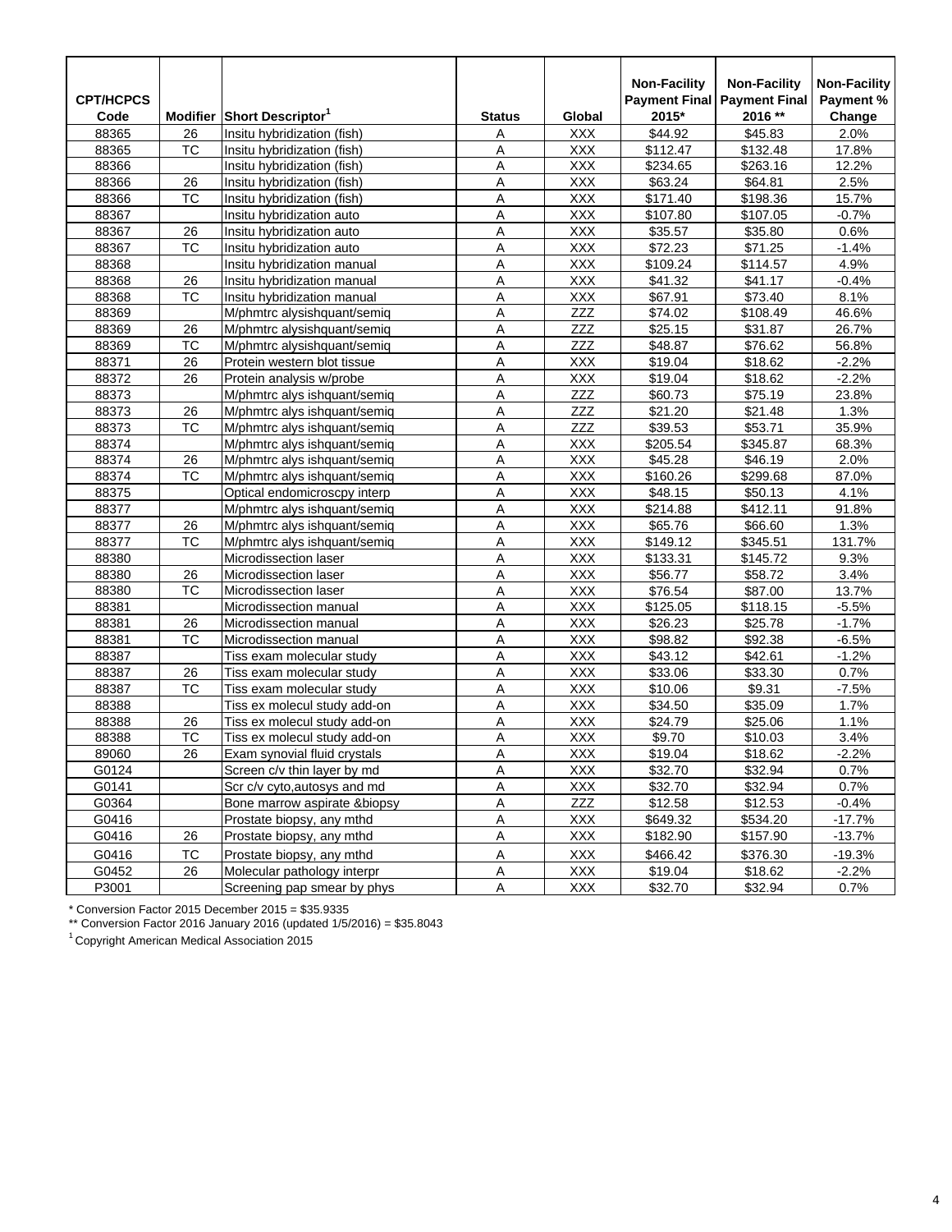| CPT/HCPCS Code | Modifier | Short Descriptor[1] | Status | Global | Non-Facility Payment Final 2015* | Non-Facility Payment Final 2016 ** | Non-Facility Payment % Change |
|---|---|---|---|---|---|---|---|
| 88365 | 26 | Insitu hybridization (fish) | A | XXX | $44.92 | $45.83 | 2.0% |
| 88365 | TC | Insitu hybridization (fish) | A | XXX | $112.47 | $132.48 | 17.8% |
| 88366 | | Insitu hybridization (fish) | A | XXX | $234.65 | $263.16 | 12.2% |
| 88366 | 26 | Insitu hybridization (fish) | A | XXX | $63.24 | $64.81 | 2.5% |
| 88366 | TC | Insitu hybridization (fish) | A | XXX | $171.40 | $198.36 | 15.7% |
| 88367 | | Insitu hybridization auto | A | XXX | $107.80 | $107.05 | -0.7% |
| 88367 | 26 | Insitu hybridization auto | A | XXX | $35.57 | $35.80 | 0.6% |
| 88367 | TC | Insitu hybridization auto | A | XXX | $72.23 | $71.25 | -1.4% |
| 88368 | | Insitu hybridization manual | A | XXX | $109.24 | $114.57 | 4.9% |
| 88368 | 26 | Insitu hybridization manual | A | XXX | $41.32 | $41.17 | -0.4% |
| 88368 | TC | Insitu hybridization manual | A | XXX | $67.91 | $73.40 | 8.1% |
| 88369 | | M/phmtrc alysishquant/semiq | A | ZZZ | $74.02 | $108.49 | 46.6% |
| 88369 | 26 | M/phmtrc alysishquant/semiq | A | ZZZ | $25.15 | $31.87 | 26.7% |
| 88369 | TC | M/phmtrc alysishquant/semiq | A | ZZZ | $48.87 | $76.62 | 56.8% |
| 88371 | 26 | Protein western blot tissue | A | XXX | $19.04 | $18.62 | -2.2% |
| 88372 | 26 | Protein analysis w/probe | A | XXX | $19.04 | $18.62 | -2.2% |
| 88373 | | M/phmtrc alys ishquant/semiq | A | ZZZ | $60.73 | $75.19 | 23.8% |
| 88373 | 26 | M/phmtrc alys ishquant/semiq | A | ZZZ | $21.20 | $21.48 | 1.3% |
| 88373 | TC | M/phmtrc alys ishquant/semiq | A | ZZZ | $39.53 | $53.71 | 35.9% |
| 88374 | | M/phmtrc alys ishquant/semiq | A | XXX | $205.54 | $345.87 | 68.3% |
| 88374 | 26 | M/phmtrc alys ishquant/semiq | A | XXX | $45.28 | $46.19 | 2.0% |
| 88374 | TC | M/phmtrc alys ishquant/semiq | A | XXX | $160.26 | $299.68 | 87.0% |
| 88375 | | Optical endomicroscpy interp | A | XXX | $48.15 | $50.13 | 4.1% |
| 88377 | | M/phmtrc alys ishquant/semiq | A | XXX | $214.88 | $412.11 | 91.8% |
| 88377 | 26 | M/phmtrc alys ishquant/semiq | A | XXX | $65.76 | $66.60 | 1.3% |
| 88377 | TC | M/phmtrc alys ishquant/semiq | A | XXX | $149.12 | $345.51 | 131.7% |
| 88380 | | Microdissection laser | A | XXX | $133.31 | $145.72 | 9.3% |
| 88380 | 26 | Microdissection laser | A | XXX | $56.77 | $58.72 | 3.4% |
| 88380 | TC | Microdissection laser | A | XXX | $76.54 | $87.00 | 13.7% |
| 88381 | | Microdissection manual | A | XXX | $125.05 | $118.15 | -5.5% |
| 88381 | 26 | Microdissection manual | A | XXX | $26.23 | $25.78 | -1.7% |
| 88381 | TC | Microdissection manual | A | XXX | $98.82 | $92.38 | -6.5% |
| 88387 | | Tiss exam molecular study | A | XXX | $43.12 | $42.61 | -1.2% |
| 88387 | 26 | Tiss exam molecular study | A | XXX | $33.06 | $33.30 | 0.7% |
| 88387 | TC | Tiss exam molecular study | A | XXX | $10.06 | $9.31 | -7.5% |
| 88388 | | Tiss ex molecul study add-on | A | XXX | $34.50 | $35.09 | 1.7% |
| 88388 | 26 | Tiss ex molecul study add-on | A | XXX | $24.79 | $25.06 | 1.1% |
| 88388 | TC | Tiss ex molecul study add-on | A | XXX | $9.70 | $10.03 | 3.4% |
| 89060 | 26 | Exam synovial fluid crystals | A | XXX | $19.04 | $18.62 | -2.2% |
| G0124 | | Screen c/v thin layer by md | A | XXX | $32.70 | $32.94 | 0.7% |
| G0141 | | Scr c/v cyto,autosys and md | A | XXX | $32.70 | $32.94 | 0.7% |
| G0364 | | Bone marrow aspirate &biopsy | A | ZZZ | $12.58 | $12.53 | -0.4% |
| G0416 | | Prostate biopsy, any mthd | A | XXX | $649.32 | $534.20 | -17.7% |
| G0416 | 26 | Prostate biopsy, any mthd | A | XXX | $182.90 | $157.90 | -13.7% |
| G0416 | TC | Prostate biopsy, any mthd | A | XXX | $466.42 | $376.30 | -19.3% |
| G0452 | 26 | Molecular pathology interpr | A | XXX | $19.04 | $18.62 | -2.2% |
| P3001 | | Screening pap smear by phys | A | XXX | $32.70 | $32.94 | 0.7% |

* Conversion Factor 2015 December 2015 = $35.9335

** Conversion Factor 2016 January 2016 (updated 1/5/2016) = $35.8043

[1] Copyright American Medical Association 2015